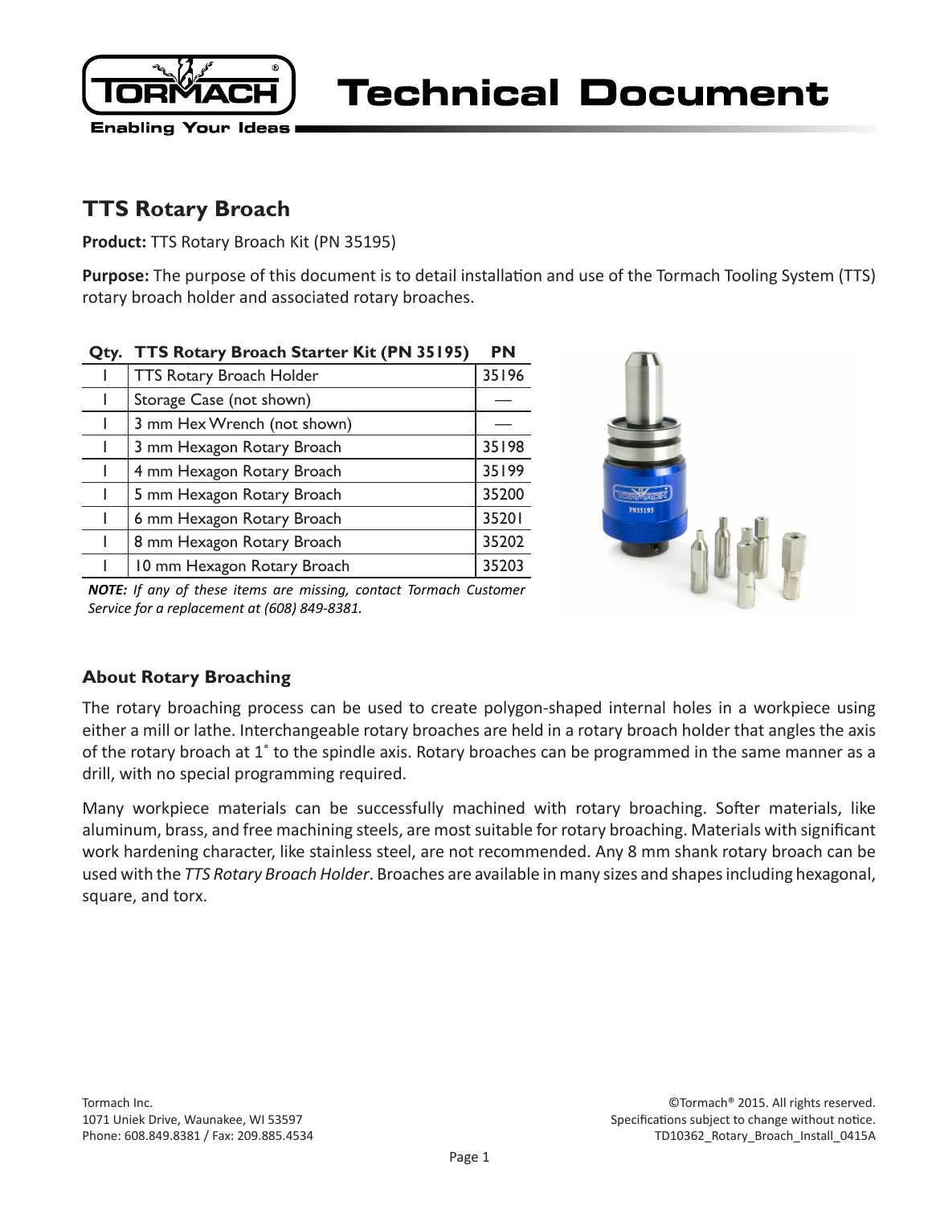# Technical Document

## TTS Rotary Broach

**Product:** TTS Rotary Broach Kit (PN 35195)

**Purpose:** The purpose of this document is to detail installation and use of the Tormach Tooling System (TTS) rotary broach holder and associated rotary broaches.

| Qty. | TTS Rotary Broach Starter Kit (PN 35195) | PN |
|---|---|---|
| 1 | TTS Rotary Broach Holder | 35196 |
| 1 | Storage Case (not shown) | — |
| 1 | 3 mm Hex Wrench (not shown) | — |
| 1 | 3 mm Hexagon Rotary Broach | 35198 |
| 1 | 4 mm Hexagon Rotary Broach | 35199 |
| 1 | 5 mm Hexagon Rotary Broach | 35200 |
| 1 | 6 mm Hexagon Rotary Broach | 35201 |
| 1 | 8 mm Hexagon Rotary Broach | 35202 |
| 1 | 10 mm Hexagon Rotary Broach | 35203 |

***NOTE:*** *If any of these items are missing, contact Tormach Customer Service for a replacement at (608) 849-8381.*

### About Rotary Broaching

The rotary broaching process can be used to create polygon-shaped internal holes in a workpiece using either a mill or lathe. Interchangeable rotary broaches are held in a rotary broach holder that angles the axis of the rotary broach at 1˚ to the spindle axis. Rotary broaches can be programmed in the same manner as a drill, with no special programming required.

Many workpiece materials can be successfully machined with rotary broaching. Softer materials, like aluminum, brass, and free machining steels, are most suitable for rotary broaching. Materials with significant work hardening character, like stainless steel, are not recommended. Any 8 mm shank rotary broach can be used with the *TTS Rotary Broach Holder*. Broaches are available in many sizes and shapes including hexagonal, square, and torx.

Tormach Inc.
1071 Uniek Drive, Waunakee, WI 53597
Phone: 608.849.8381 / Fax: 209.885.4534

©Tormach® 2015. All rights reserved.
Specifications subject to change without notice.
TD10362_Rotary_Broach_Install_0415A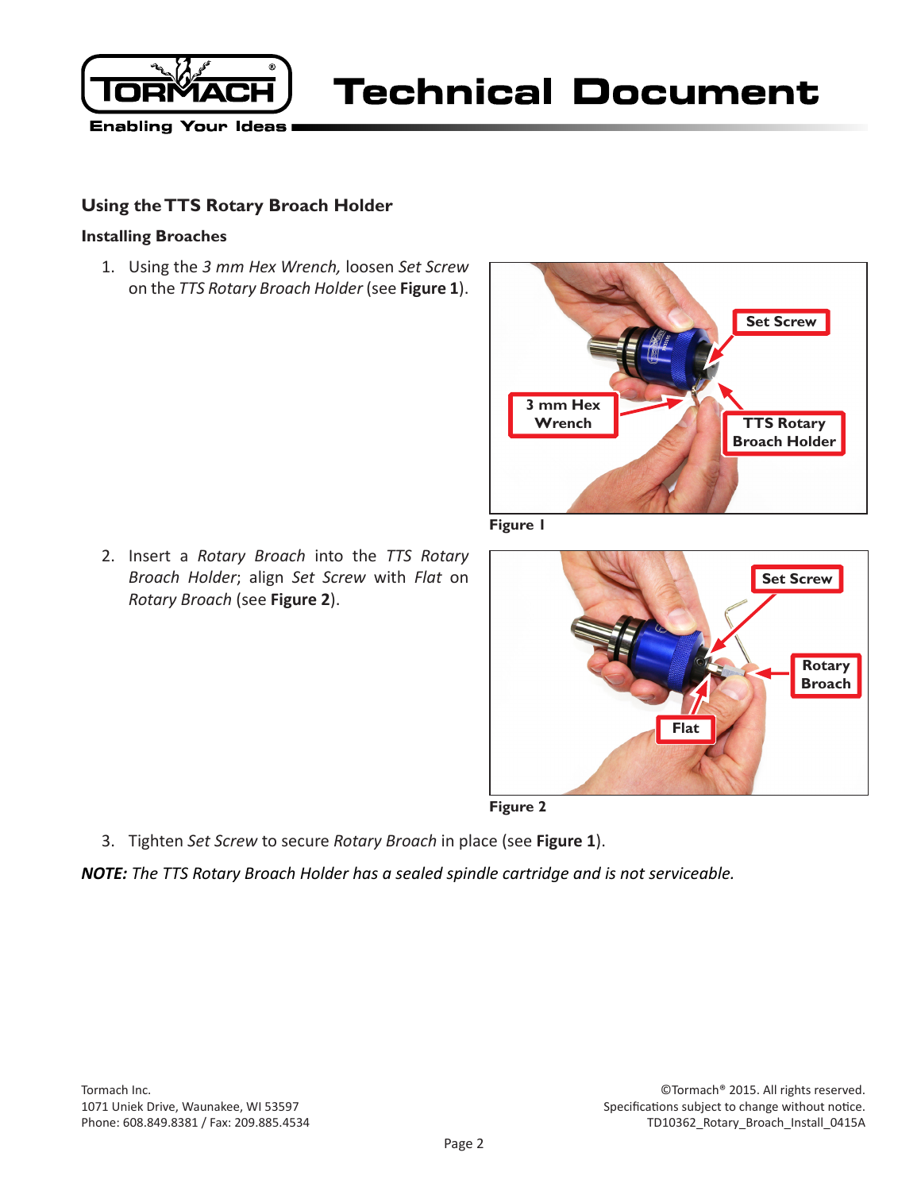## Using the TTS Rotary Broach Holder

### Installing Broaches

1. Using the *3 mm Hex Wrench,* loosen *Set Screw* on the *TTS Rotary Broach Holder* (see **Figure 1**).

**Figure 1**

2. Insert a *Rotary Broach* into the *TTS Rotary Broach Holder*; align *Set Screw* with *Flat* on *Rotary Broach* (see **Figure 2**).

**Figure 2**

3. Tighten *Set Screw* to secure *Rotary Broach* in place (see **Figure 1**).

***NOTE:*** *The TTS Rotary Broach Holder has a sealed spindle cartridge and is not serviceable.*

Tormach Inc.
1071 Uniek Drive, Waunakee, WI 53597
Phone: 608.849.8381 / Fax: 209.885.4534

©Tormach® 2015. All rights reserved.
Specifications subject to change without notice.
TD10362_Rotary_Broach_Install_0415A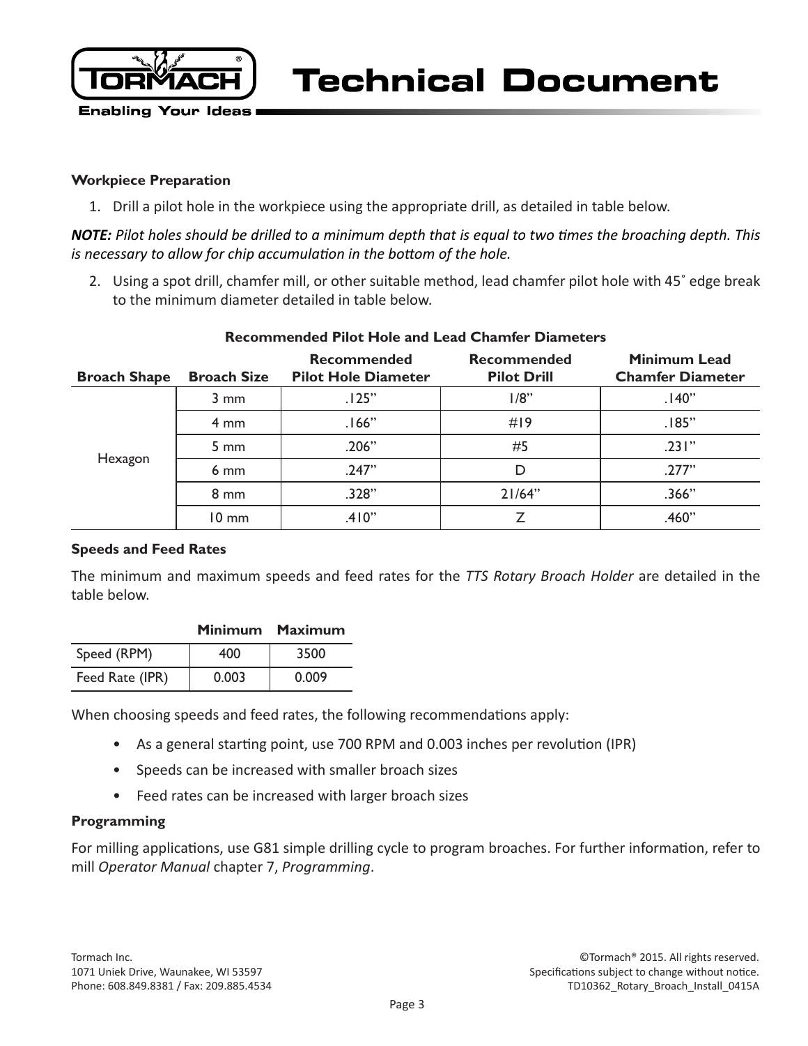**Workpiece Preparation**

1. Drill a pilot hole in the workpiece using the appropriate drill, as detailed in table below.

***NOTE:*** *Pilot holes should be drilled to a minimum depth that is equal to two times the broaching depth. This is necessary to allow for chip accumulation in the bottom of the hole.*

2. Using a spot drill, chamfer mill, or other suitable method, lead chamfer pilot hole with 45˚ edge break to the minimum diameter detailed in table below.

**Recommended Pilot Hole and Lead Chamfer Diameters**

| Broach Shape | Broach Size | Recommended Pilot Hole Diameter | Recommended Pilot Drill | Minimum Lead Chamfer Diameter |
|---|---|---|---|---|
| Hexagon | 3 mm | .125” | 1/8” | .140” |
| | 4 mm | .166” | #19 | .185” |
| | 5 mm | .206” | #5 | .231” |
| | 6 mm | .247” | D | .277” |
| | 8 mm | .328” | 21/64” | .366” |
| | 10 mm | .410” | Z | .460” |

**Speeds and Feed Rates**

The minimum and maximum speeds and feed rates for the *TTS Rotary Broach Holder* are detailed in the table below.

| | Minimum | Maximum |
|---|---|---|
| Speed (RPM) | 400 | 3500 |
| Feed Rate (IPR) | 0.003 | 0.009 |

When choosing speeds and feed rates, the following recommendations apply:

- As a general starting point, use 700 RPM and 0.003 inches per revolution (IPR)
- Speeds can be increased with smaller broach sizes
- Feed rates can be increased with larger broach sizes

**Programming**

For milling applications, use G81 simple drilling cycle to program broaches. For further information, refer to mill *Operator Manual* chapter 7, *Programming*.

Tormach Inc.
1071 Uniek Drive, Waunakee, WI 53597
Phone: 608.849.8381 / Fax: 209.885.4534

©Tormach® 2015. All rights reserved.
Specifications subject to change without notice.
TD10362_Rotary_Broach_Install_0415A